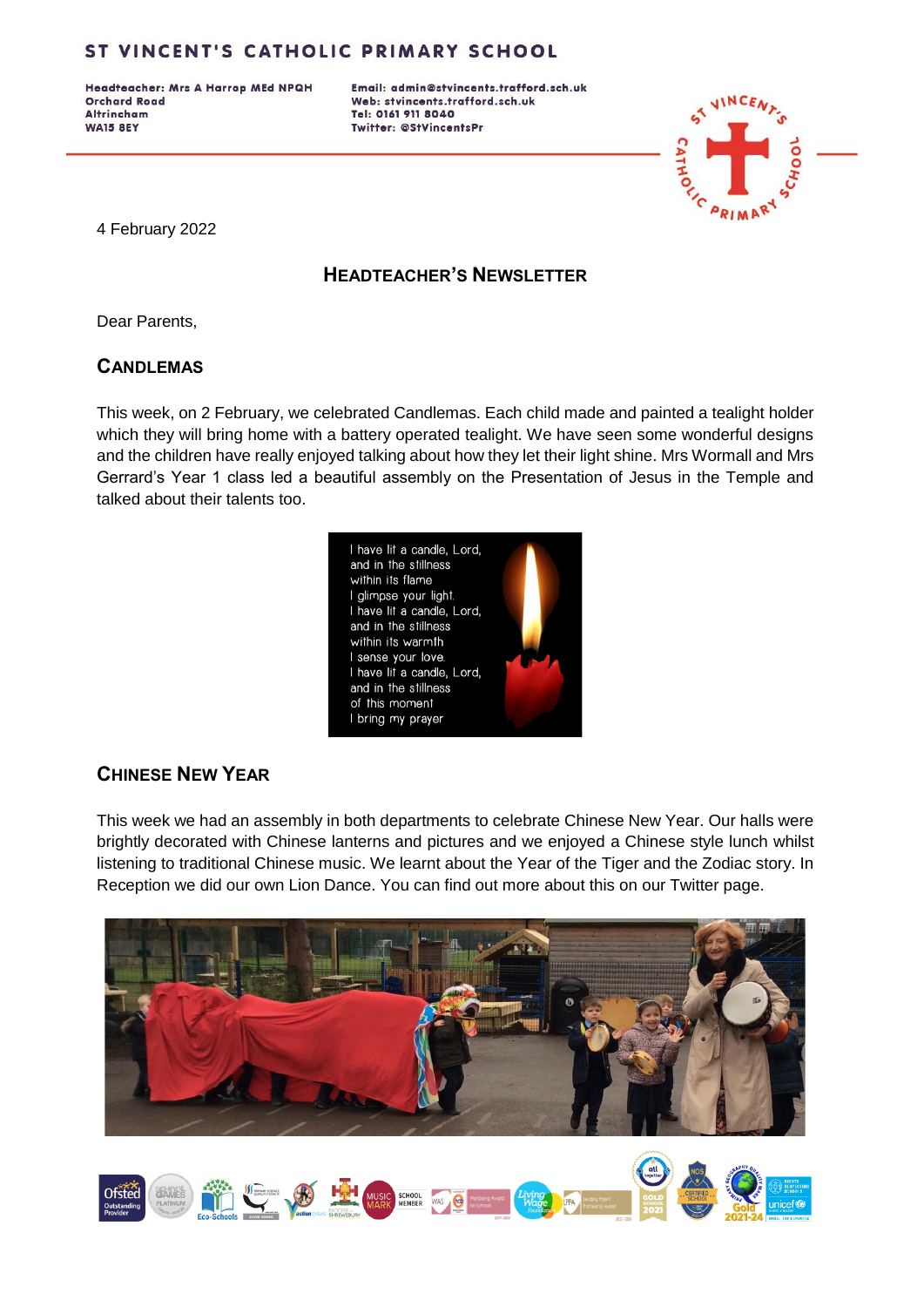# ST VINCENT'S CATHOLIC PRIMARY SCHOOL

Headteacher: Mrs A Harrop MEd NPQH
Orchard Road
Altrincham
WA15 8EY

Email: admin@stvincents.trafford.sch.uk
Web: stvincents.trafford.sch.uk
Tel: 0161 911 8040
Twitter: @StVincentsPr

4 February 2022

## HEADTEACHER'S NEWSLETTER

Dear Parents,

### CANDLEMAS

This week, on 2 February, we celebrated Candlemas. Each child made and painted a tealight holder which they will bring home with a battery operated tealight. We have seen some wonderful designs and the children have really enjoyed talking about how they let their light shine. Mrs Wormall and Mrs Gerrard's Year 1 class led a beautiful assembly on the Presentation of Jesus in the Temple and talked about their talents too.

I have lit a candle, Lord,
and in the stillness
within its flame
I glimpse your light.
I have lit a candle, Lord,
and in the stillness
within its warmth
I sense your love.
I have lit a candle, Lord,
and in the stillness
of this moment
I bring my prayer

### CHINESE NEW YEAR

This week we had an assembly in both departments to celebrate Chinese New Year. Our halls were brightly decorated with Chinese lanterns and pictures and we enjoyed a Chinese style lunch whilst listening to traditional Chinese music. We learnt about the Year of the Tiger and the Zodiac story. In Reception we did our own Lion Dance. You can find out more about this on our Twitter page.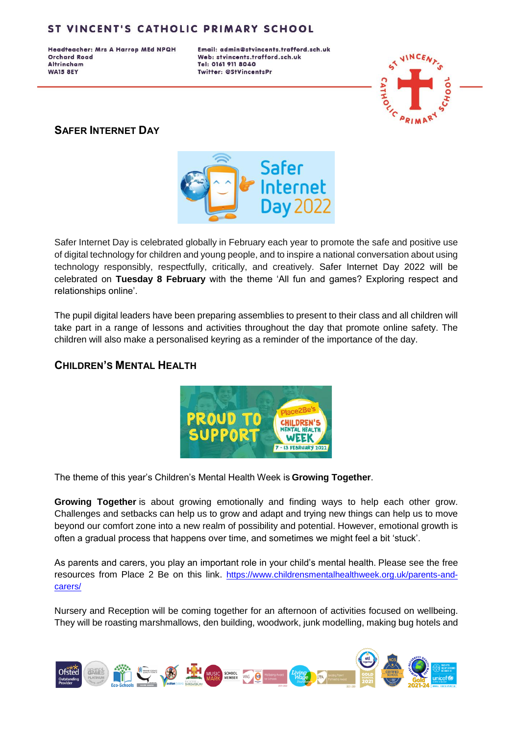## SAFER INTERNET DAY

Safer Internet Day is celebrated globally in February each year to promote the safe and positive use of digital technology for children and young people, and to inspire a national conversation about using technology responsibly, respectfully, critically, and creatively. Safer Internet Day 2022 will be celebrated on **Tuesday 8 February** with the theme 'All fun and games? Exploring respect and relationships online'.

The pupil digital leaders have been preparing assemblies to present to their class and all children will take part in a range of lessons and activities throughout the day that promote online safety. The children will also make a personalised keyring as a reminder of the importance of the day.

## CHILDREN'S MENTAL HEALTH

The theme of this year's Children's Mental Health Week is **Growing Together**.

**Growing Together** is about growing emotionally and finding ways to help each other grow. Challenges and setbacks can help us to grow and adapt and trying new things can help us to move beyond our comfort zone into a new realm of possibility and potential. However, emotional growth is often a gradual process that happens over time, and sometimes we might feel a bit 'stuck'.

As parents and carers, you play an important role in your child's mental health. Please see the free resources from Place 2 Be on this link. https://www.childrensmentalhealthweek.org.uk/parents-and-carers/

Nursery and Reception will be coming together for an afternoon of activities focused on wellbeing. They will be roasting marshmallows, den building, woodwork, junk modelling, making bug hotels and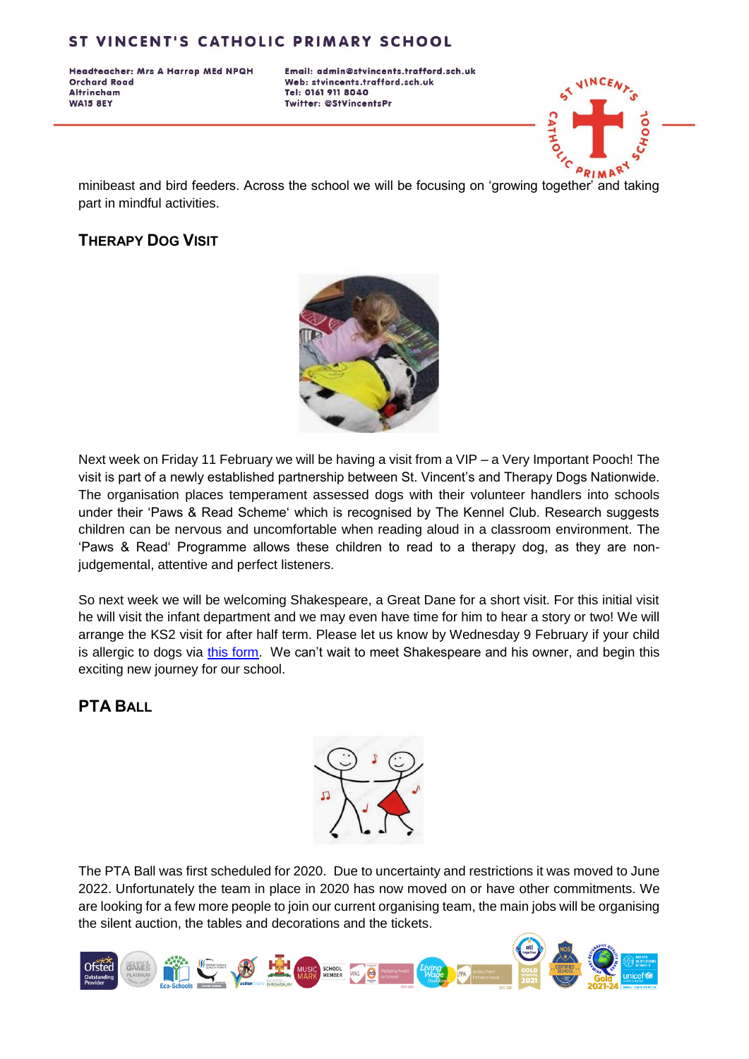minibeast and bird feeders. Across the school we will be focusing on 'growing together' and taking part in mindful activities.

## Therapy Dog Visit

Next week on Friday 11 February we will be having a visit from a VIP – a Very Important Pooch! The visit is part of a newly established partnership between St. Vincent's and Therapy Dogs Nationwide. The organisation places temperament assessed dogs with their volunteer handlers into schools under their 'Paws & Read Scheme' which is recognised by The Kennel Club. Research suggests children can be nervous and uncomfortable when reading aloud in a classroom environment. The 'Paws & Read' Programme allows these children to read to a therapy dog, as they are non-judgemental, attentive and perfect listeners.

So next week we will be welcoming Shakespeare, a Great Dane for a short visit. For this initial visit he will visit the infant department and we may even have time for him to hear a story or two! We will arrange the KS2 visit for after half term. Please let us know by Wednesday 9 February if your child is allergic to dogs via this form. We can't wait to meet Shakespeare and his owner, and begin this exciting new journey for our school.

## PTA Ball

The PTA Ball was first scheduled for 2020. Due to uncertainty and restrictions it was moved to June 2022. Unfortunately the team in place in 2020 has now moved on or have other commitments. We are looking for a few more people to join our current organising team, the main jobs will be organising the silent auction, the tables and decorations and the tickets.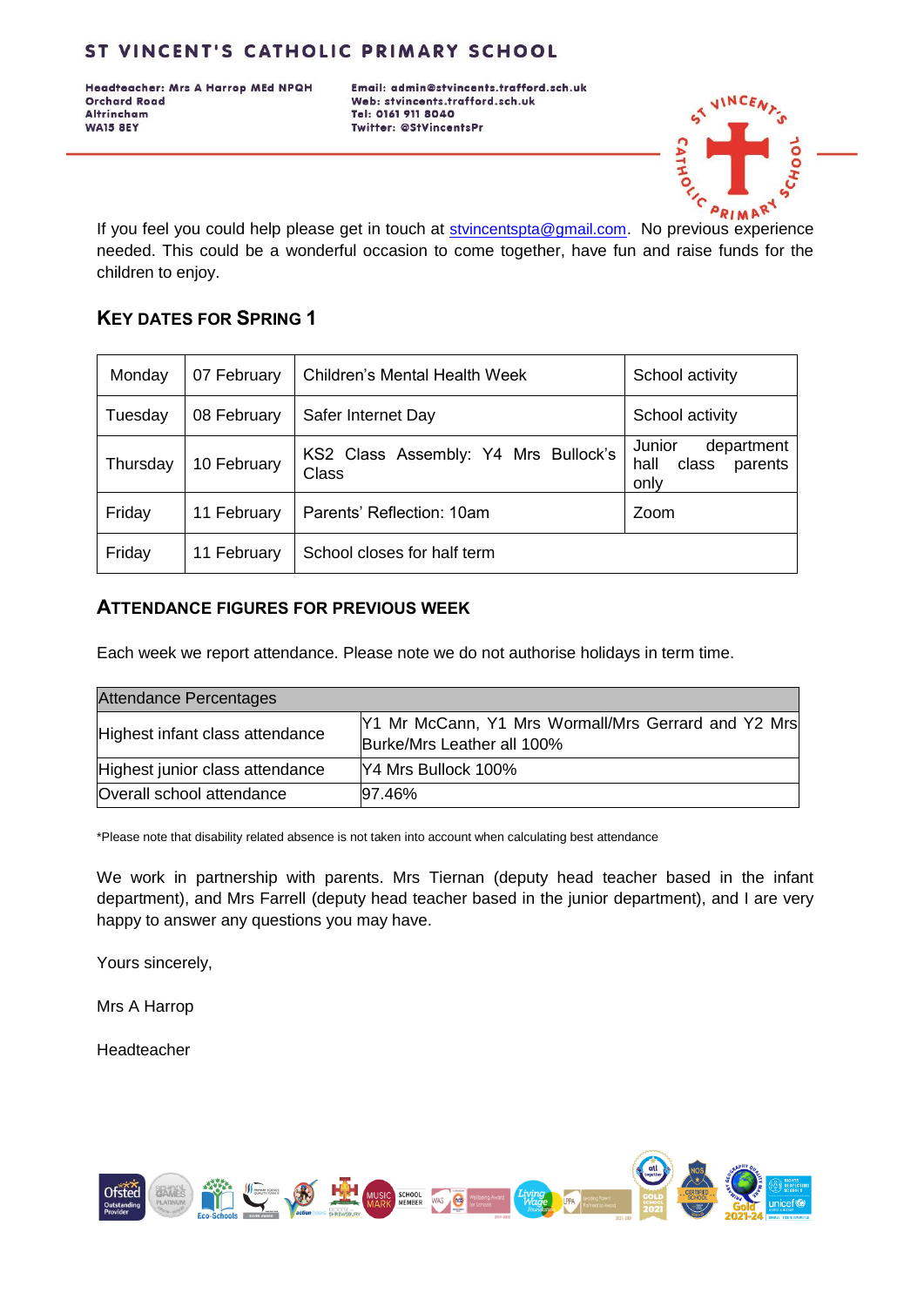If you feel you could help please get in touch at stvincentspta@gmail.com. No previous experience needed. This could be a wonderful occasion to come together, have fun and raise funds for the children to enjoy.

### KEY DATES FOR SPRING 1

| | | | |
|---|---|---|---|
| Monday | 07 February | Children's Mental Health Week | School activity |
| Tuesday | 08 February | Safer Internet Day | School activity |
| Thursday | 10 February | KS2 Class Assembly: Y4 Mrs Bullock's Class | Junior department hall class parents only |
| Friday | 11 February | Parents' Reflection: 10am | Zoom |
| Friday | 11 February | School closes for half term | |

### ATTENDANCE FIGURES FOR PREVIOUS WEEK

Each week we report attendance. Please note we do not authorise holidays in term time.

| Attendance Percentages | |
|---|---|
| Highest infant class attendance | Y1 Mr McCann, Y1 Mrs Wormall/Mrs Gerrard and Y2 Mrs Burke/Mrs Leather all 100% |
| Highest junior class attendance | Y4 Mrs Bullock 100% |
| Overall school attendance | 97.46% |

*Please note that disability related absence is not taken into account when calculating best attendance

We work in partnership with parents. Mrs Tiernan (deputy head teacher based in the infant department), and Mrs Farrell (deputy head teacher based in the junior department), and I are very happy to answer any questions you may have.

Yours sincerely,

Mrs A Harrop

Headteacher